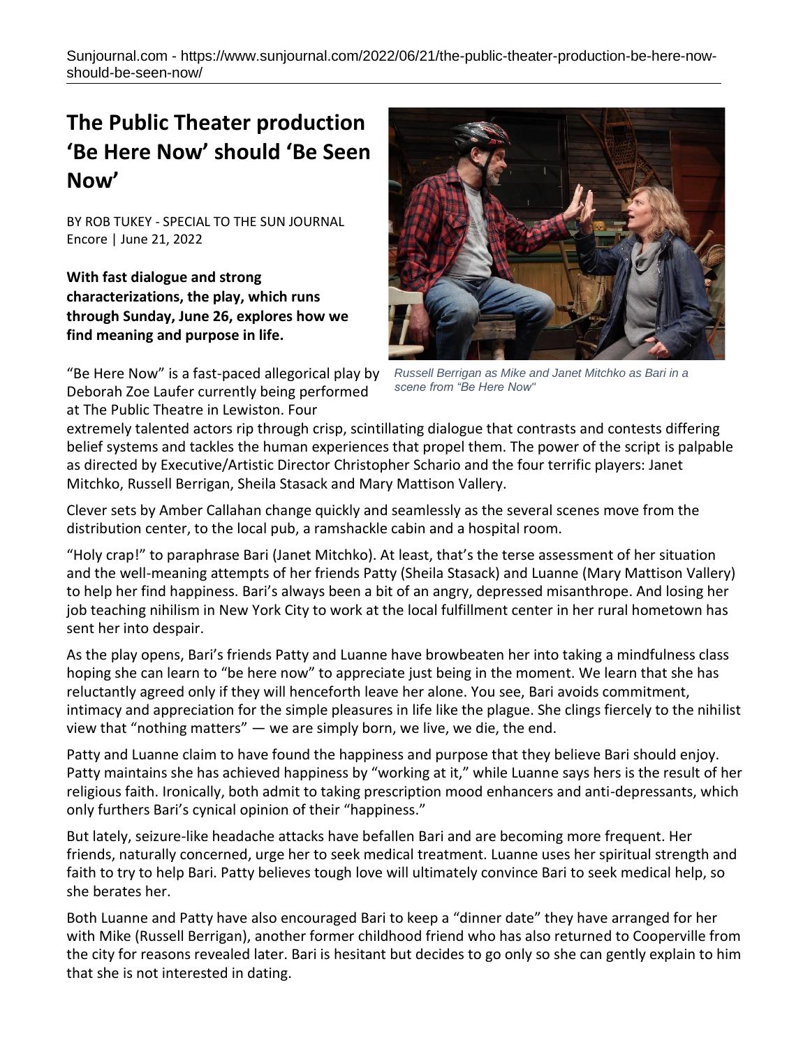Sunjournal.com - https://www.sunjournal.com/2022/06/21/the-public-theater-production-be-here-now-should-be-seen-now/

# The Public Theater production 'Be Here Now' should 'Be Seen Now'

BY ROB TUKEY - SPECIAL TO THE SUN JOURNAL
Encore | June 21, 2022

**With fast dialogue and strong characterizations, the play, which runs through Sunday, June 26, explores how we find meaning and purpose in life.**

*Russell Berrigan as Mike and Janet Mitchko as Bari in a scene from "Be Here Now"*

"Be Here Now" is a fast-paced allegorical play by Deborah Zoe Laufer currently being performed at The Public Theatre in Lewiston. Four extremely talented actors rip through crisp, scintillating dialogue that contrasts and contests differing belief systems and tackles the human experiences that propel them. The power of the script is palpable as directed by Executive/Artistic Director Christopher Schario and the four terrific players: Janet Mitchko, Russell Berrigan, Sheila Stasack and Mary Mattison Vallery.

Clever sets by Amber Callahan change quickly and seamlessly as the several scenes move from the distribution center, to the local pub, a ramshackle cabin and a hospital room.

"Holy crap!" to paraphrase Bari (Janet Mitchko). At least, that's the terse assessment of her situation and the well-meaning attempts of her friends Patty (Sheila Stasack) and Luanne (Mary Mattison Vallery) to help her find happiness. Bari's always been a bit of an angry, depressed misanthrope. And losing her job teaching nihilism in New York City to work at the local fulfillment center in her rural hometown has sent her into despair.

As the play opens, Bari's friends Patty and Luanne have browbeaten her into taking a mindfulness class hoping she can learn to "be here now" to appreciate just being in the moment. We learn that she has reluctantly agreed only if they will henceforth leave her alone. You see, Bari avoids commitment, intimacy and appreciation for the simple pleasures in life like the plague. She clings fiercely to the nihilist view that "nothing matters" — we are simply born, we live, we die, the end.

Patty and Luanne claim to have found the happiness and purpose that they believe Bari should enjoy. Patty maintains she has achieved happiness by "working at it," while Luanne says hers is the result of her religious faith. Ironically, both admit to taking prescription mood enhancers and anti-depressants, which only furthers Bari's cynical opinion of their "happiness."

But lately, seizure-like headache attacks have befallen Bari and are becoming more frequent. Her friends, naturally concerned, urge her to seek medical treatment. Luanne uses her spiritual strength and faith to try to help Bari. Patty believes tough love will ultimately convince Bari to seek medical help, so she berates her.

Both Luanne and Patty have also encouraged Bari to keep a "dinner date" they have arranged for her with Mike (Russell Berrigan), another former childhood friend who has also returned to Cooperville from the city for reasons revealed later. Bari is hesitant but decides to go only so she can gently explain to him that she is not interested in dating.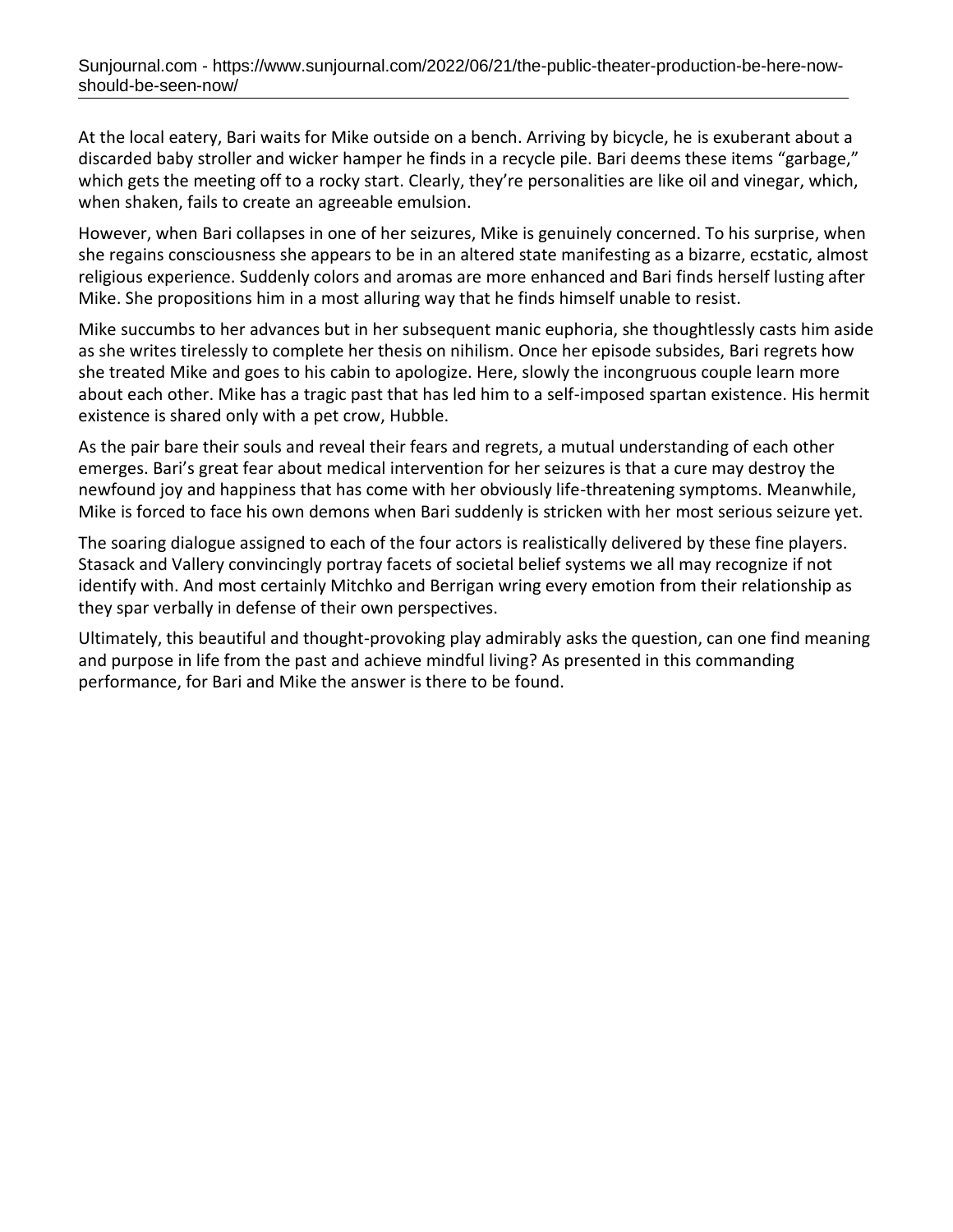At the local eatery, Bari waits for Mike outside on a bench. Arriving by bicycle, he is exuberant about a discarded baby stroller and wicker hamper he finds in a recycle pile. Bari deems these items "garbage," which gets the meeting off to a rocky start. Clearly, they're personalities are like oil and vinegar, which, when shaken, fails to create an agreeable emulsion.

However, when Bari collapses in one of her seizures, Mike is genuinely concerned. To his surprise, when she regains consciousness she appears to be in an altered state manifesting as a bizarre, ecstatic, almost religious experience. Suddenly colors and aromas are more enhanced and Bari finds herself lusting after Mike. She propositions him in a most alluring way that he finds himself unable to resist.

Mike succumbs to her advances but in her subsequent manic euphoria, she thoughtlessly casts him aside as she writes tirelessly to complete her thesis on nihilism. Once her episode subsides, Bari regrets how she treated Mike and goes to his cabin to apologize. Here, slowly the incongruous couple learn more about each other. Mike has a tragic past that has led him to a self-imposed spartan existence. His hermit existence is shared only with a pet crow, Hubble.

As the pair bare their souls and reveal their fears and regrets, a mutual understanding of each other emerges. Bari's great fear about medical intervention for her seizures is that a cure may destroy the newfound joy and happiness that has come with her obviously life-threatening symptoms. Meanwhile, Mike is forced to face his own demons when Bari suddenly is stricken with her most serious seizure yet.

The soaring dialogue assigned to each of the four actors is realistically delivered by these fine players. Stasack and Vallery convincingly portray facets of societal belief systems we all may recognize if not identify with. And most certainly Mitchko and Berrigan wring every emotion from their relationship as they spar verbally in defense of their own perspectives.

Ultimately, this beautiful and thought-provoking play admirably asks the question, can one find meaning and purpose in life from the past and achieve mindful living? As presented in this commanding performance, for Bari and Mike the answer is there to be found.